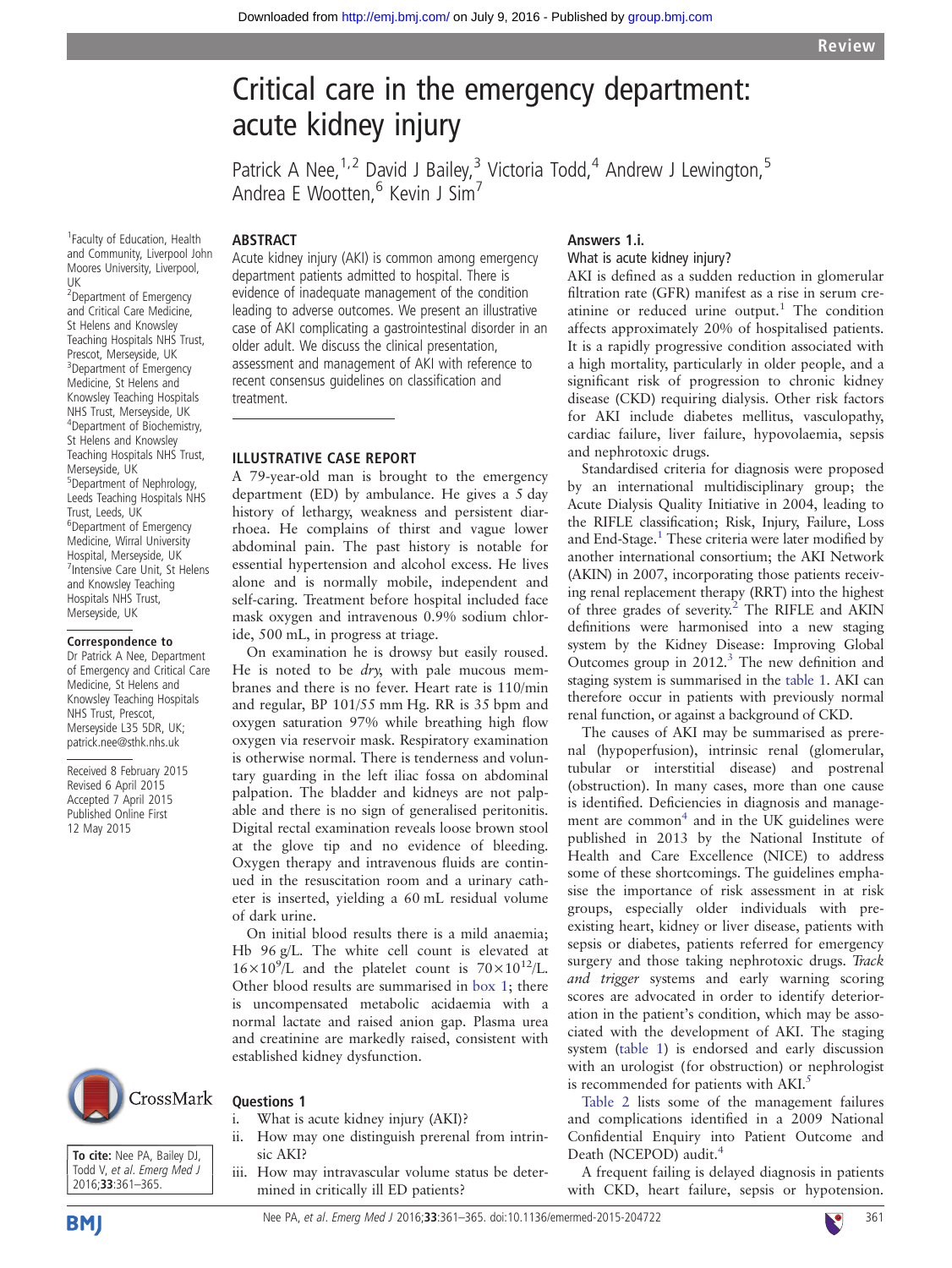# Critical care in the emergency department: acute kidney injury

Patrick A Nee,[1,2] David J Bailey,[3] Victoria Todd,[4] Andrew J Lewington,[5] Andrea E Wootten,[6] Kevin J Sim[7]

[1]Faculty of Education, Health and Community, Liverpool John Moores University, Liverpool, UK
[2]Department of Emergency and Critical Care Medicine, St Helens and Knowsley Teaching Hospitals NHS Trust, Prescot, Merseyside, UK
[3]Department of Emergency Medicine, St Helens and Knowsley Teaching Hospitals NHS Trust, Merseyside, UK
[4]Department of Biochemistry, St Helens and Knowsley Teaching Hospitals NHS Trust, Merseyside, UK
[5]Department of Nephrology, Leeds Teaching Hospitals NHS Trust, Leeds, UK
[6]Department of Emergency Medicine, Wirral University Hospital, Merseyside, UK
[7]Intensive Care Unit, St Helens and Knowsley Teaching Hospitals NHS Trust, Merseyside, UK

**Correspondence to**
Dr Patrick A Nee, Department of Emergency and Critical Care Medicine, St Helens and Knowsley Teaching Hospitals NHS Trust, Prescot, Merseyside L35 5DR, UK; patrick.nee@sthk.nhs.uk

Received 8 February 2015
Revised 6 April 2015
Accepted 7 April 2015
Published Online First 12 May 2015

**To cite:** Nee PA, Bailey DJ, Todd V, et al. *Emerg Med J* 2016;**33**:361–365.

## ABSTRACT

Acute kidney injury (AKI) is common among emergency department patients admitted to hospital. There is evidence of inadequate management of the condition leading to adverse outcomes. We present an illustrative case of AKI complicating a gastrointestinal disorder in an older adult. We discuss the clinical presentation, assessment and management of AKI with reference to recent consensus guidelines on classification and treatment.

## ILLUSTRATIVE CASE REPORT

A 79-year-old man is brought to the emergency department (ED) by ambulance. He gives a 5 day history of lethargy, weakness and persistent diarrhoea. He complains of thirst and vague lower abdominal pain. The past history is notable for essential hypertension and alcohol excess. He lives alone and is normally mobile, independent and self-caring. Treatment before hospital included face mask oxygen and intravenous 0.9% sodium chloride, 500 mL, in progress at triage.

On examination he is drowsy but easily roused. He is noted to be *dry*, with pale mucous membranes and there is no fever. Heart rate is 110/min and regular, BP 101/55 mm Hg. RR is 35 bpm and oxygen saturation 97% while breathing high flow oxygen via reservoir mask. Respiratory examination is otherwise normal. There is tenderness and voluntary guarding in the left iliac fossa on abdominal palpation. The bladder and kidneys are not palpable and there is no sign of generalised peritonitis. Digital rectal examination reveals loose brown stool at the glove tip and no evidence of bleeding. Oxygen therapy and intravenous fluids are continued in the resuscitation room and a urinary catheter is inserted, yielding a 60 mL residual volume of dark urine.

On initial blood results there is a mild anaemia; Hb 96 g/L. The white cell count is elevated at $16\times10^9$/L and the platelet count is $70\times10^{12}$/L. Other blood results are summarised in box 1; there is uncompensated metabolic acidaemia with a normal lactate and raised anion gap. Plasma urea and creatinine are markedly raised, consistent with established kidney dysfunction.

## Questions 1

i. What is acute kidney injury (AKI)?
ii. How may one distinguish prerenal from intrinsic AKI?
iii. How may intravascular volume status be determined in critically ill ED patients?

## Answers 1.i.

### What is acute kidney injury?

AKI is defined as a sudden reduction in glomerular filtration rate (GFR) manifest as a rise in serum creatinine or reduced urine output.[1] The condition affects approximately 20% of hospitalised patients. It is a rapidly progressive condition associated with a high mortality, particularly in older people, and a significant risk of progression to chronic kidney disease (CKD) requiring dialysis. Other risk factors for AKI include diabetes mellitus, vasculopathy, cardiac failure, liver failure, hypovolaemia, sepsis and nephrotoxic drugs.

Standardised criteria for diagnosis were proposed by an international multidisciplinary group; the Acute Dialysis Quality Initiative in 2004, leading to the RIFLE classification; Risk, Injury, Failure, Loss and End-Stage.[1] These criteria were later modified by another international consortium; the AKI Network (AKIN) in 2007, incorporating those patients receiving renal replacement therapy (RRT) into the highest of three grades of severity.[2] The RIFLE and AKIN definitions were harmonised into a new staging system by the Kidney Disease: Improving Global Outcomes group in 2012.[3] The new definition and staging system is summarised in the table 1. AKI can therefore occur in patients with previously normal renal function, or against a background of CKD.

The causes of AKI may be summarised as prerenal (hypoperfusion), intrinsic renal (glomerular, tubular or interstitial disease) and postrenal (obstruction). In many cases, more than one cause is identified. Deficiencies in diagnosis and management are common[4] and in the UK guidelines were published in 2013 by the National Institute of Health and Care Excellence (NICE) to address some of these shortcomings. The guidelines emphasise the importance of risk assessment in at risk groups, especially older individuals with preexisting heart, kidney or liver disease, patients with sepsis or diabetes, patients referred for emergency surgery and those taking nephrotoxic drugs. *Track and trigger* systems and early warning scoring scores are advocated in order to identify deterioration in the patient's condition, which may be associated with the development of AKI. The staging system (table 1) is endorsed and early discussion with an urologist (for obstruction) or nephrologist is recommended for patients with AKI.[5]

Table 2 lists some of the management failures and complications identified in a 2009 National Confidential Enquiry into Patient Outcome and Death (NCEPOD) audit.[4]

A frequent failing is delayed diagnosis in patients with CKD, heart failure, sepsis or hypotension.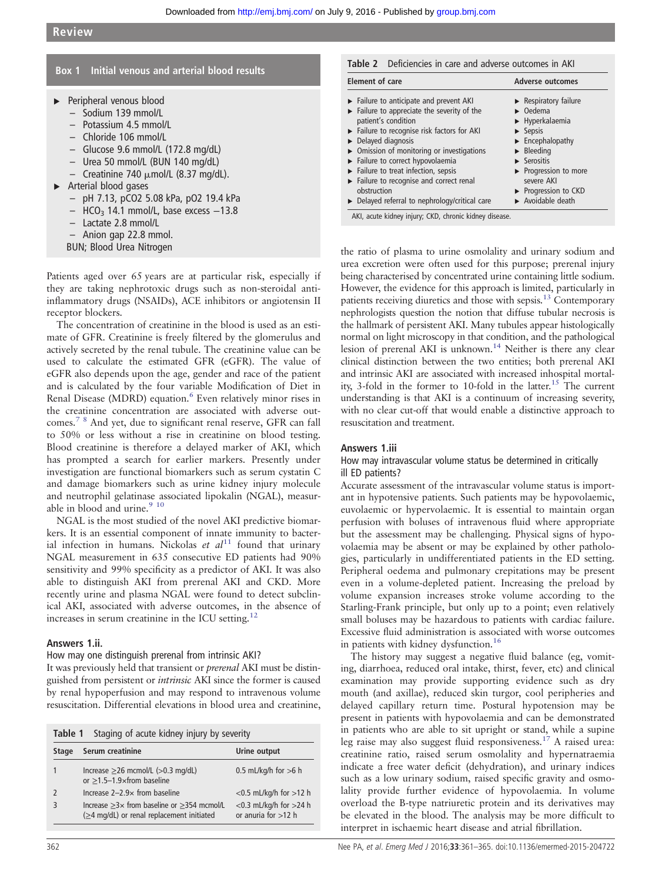## Box 1 Initial venous and arterial blood results

- Peripheral venous blood
  - Sodium 139 mmol/L
  - Potassium 4.5 mmol/L
  - Chloride 106 mmol/L
  - Glucose 9.6 mmol/L (172.8 mg/dL)
  - Urea 50 mmol/L (BUN 140 mg/dL)
  - Creatinine 740 μmol/L (8.37 mg/dL).
- Arterial blood gases
  - pH 7.13, pCO2 5.08 kPa, pO2 19.4 kPa
  - $HCO_3$ 14.1 mmol/L, base excess −13.8
  - Lactate 2.8 mmol/L
  - Anion gap 22.8 mmol.

BUN; Blood Urea Nitrogen

Patients aged over 65 years are at particular risk, especially if they are taking nephrotoxic drugs such as non-steroidal anti-inflammatory drugs (NSAIDs), ACE inhibitors or angiotensin II receptor blockers.

The concentration of creatinine in the blood is used as an estimate of GFR. Creatinine is freely filtered by the glomerulus and actively secreted by the renal tubule. The creatinine value can be used to calculate the estimated GFR (eGFR). The value of eGFR also depends upon the age, gender and race of the patient and is calculated by the four variable Modification of Diet in Renal Disease (MDRD) equation.[6] Even relatively minor rises in the creatinine concentration are associated with adverse outcomes.[7 8] And yet, due to significant renal reserve, GFR can fall to 50% or less without a rise in creatinine on blood testing. Blood creatinine is therefore a delayed marker of AKI, which has prompted a search for earlier markers. Presently under investigation are functional biomarkers such as serum cystatin C and damage biomarkers such as urine kidney injury molecule and neutrophil gelatinase associated lipokalin (NGAL), measurable in blood and urine.[9 10]

NGAL is the most studied of the novel AKI predictive biomarkers. It is an essential component of innate immunity to bacterial infection in humans. Nickolas *et al*[11] found that urinary NGAL measurement in 635 consecutive ED patients had 90% sensitivity and 99% specificity as a predictor of AKI. It was also able to distinguish AKI from prerenal AKI and CKD. More recently urine and plasma NGAL were found to detect subclinical AKI, associated with adverse outcomes, in the absence of increases in serum creatinine in the ICU setting.[12]

### Answers 1.ii.

#### How may one distinguish prerenal from intrinsic AKI?

It was previously held that transient or *prerenal* AKI must be distinguished from persistent or *intrinsic* AKI since the former is caused by renal hypoperfusion and may respond to intravenous volume resuscitation. Differential elevations in blood urea and creatinine, the ratio of plasma to urine osmolality and urinary sodium and urea excretion were often used for this purpose; prerenal injury being characterised by concentrated urine containing little sodium. However, the evidence for this approach is limited, particularly in patients receiving diuretics and those with sepsis.[13] Contemporary nephrologists question the notion that diffuse tubular necrosis is the hallmark of persistent AKI. Many tubules appear histologically normal on light microscopy in that condition, and the pathological lesion of prerenal AKI is unknown.[14] Neither is there any clear clinical distinction between the two entities; both prerenal AKI and intrinsic AKI are associated with increased inhospital mortality, 3-fold in the former to 10-fold in the latter.[15] The current understanding is that AKI is a continuum of increasing severity, with no clear cut-off that would enable a distinctive approach to resuscitation and treatment.

Table 1 Staging of acute kidney injury by severity

| Stage | Serum creatinine | Urine output |
|---|---|---|
| 1 | Increase ≥26 mcmol/L (>0.3 mg/dL) or ≥1.5–1.9×from baseline | 0.5 mL/kg/h for >6 h |
| 2 | Increase 2–2.9× from baseline | <0.5 mL/kg/h for >12 h |
| 3 | Increase ≥3× from baseline or ≥354 mcmol/L (≥4 mg/dL) or renal replacement initiated | <0.3 mL/kg/h for >24 h or anuria for >12 h |

Table 2 Deficiencies in care and adverse outcomes in AKI

| Element of care | Adverse outcomes |
|---|---|
| Failure to anticipate and prevent AKI | Respiratory failure |
| Failure to appreciate the severity of the patient's condition | Oedema |
| Failure to recognise risk factors for AKI | Hyperkalaemia |
| Delayed diagnosis | Sepsis |
| Omission of monitoring or investigations | Encephalopathy |
| Failure to correct hypovolaemia | Bleeding |
| Failure to treat infection, sepsis | Serositis |
| Failure to recognise and correct renal obstruction | Progression to more severe AKI |
| Delayed referral to nephrology/critical care | Progression to CKD |
| | Avoidable death |

AKI, acute kidney injury; CKD, chronic kidney disease.

### Answers 1.iii

#### How may intravascular volume status be determined in critically ill ED patients?

Accurate assessment of the intravascular volume status is important in hypotensive patients. Such patients may be hypovolaemic, euvolaemic or hypervolaemic. It is essential to maintain organ perfusion with boluses of intravenous fluid where appropriate but the assessment may be challenging. Physical signs of hypovolaemia may be absent or may be explained by other pathologies, particularly in undifferentiated patients in the ED setting. Peripheral oedema and pulmonary crepitations may be present even in a volume-depleted patient. Increasing the preload by volume expansion increases stroke volume according to the Starling-Frank principle, but only up to a point; even relatively small boluses may be hazardous to patients with cardiac failure. Excessive fluid administration is associated with worse outcomes in patients with kidney dysfunction.[16]

The history may suggest a negative fluid balance (eg, vomiting, diarrhoea, reduced oral intake, thirst, fever, etc) and clinical examination may provide supporting evidence such as dry mouth (and axillae), reduced skin turgor, cool peripheries and delayed capillary return time. Postural hypotension may be present in patients with hypovolaemia and can be demonstrated in patients who are able to sit upright or stand, while a supine leg raise may also suggest fluid responsiveness.[17] A raised urea: creatinine ratio, raised serum osmolality and hypernatraemia indicate a free water deficit (dehydration), and urinary indices such as a low urinary sodium, raised specific gravity and osmolality provide further evidence of hypovolaemia. In volume overload the B-type natriuretic protein and its derivatives may be elevated in the blood. The analysis may be more difficult to interpret in ischaemic heart disease and atrial fibrillation.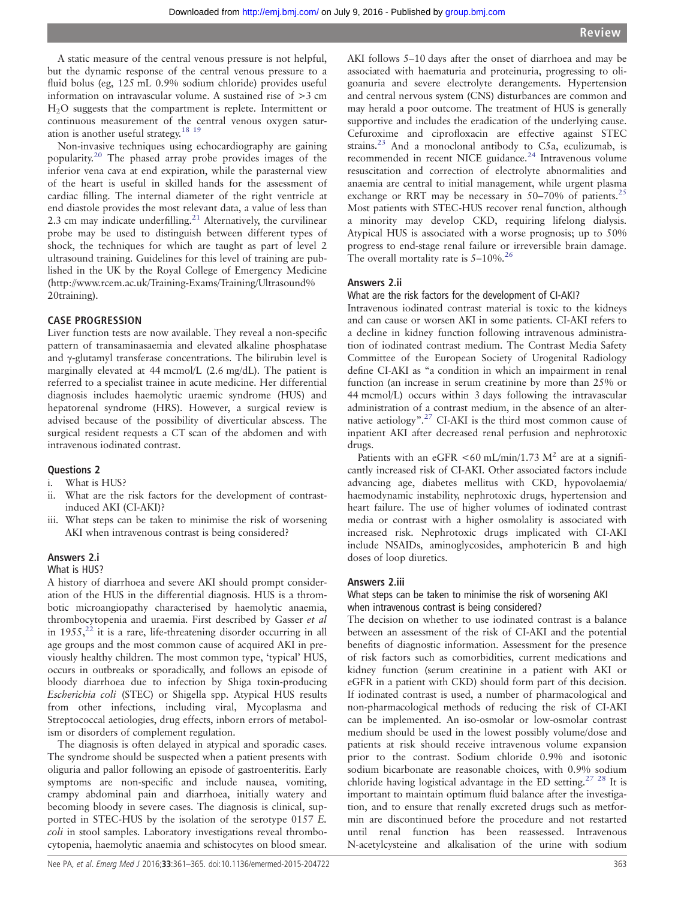A static measure of the central venous pressure is not helpful, but the dynamic response of the central venous pressure to a fluid bolus (eg, 125 mL 0.9% sodium chloride) provides useful information on intravascular volume. A sustained rise of >3 cm $H_2O$ suggests that the compartment is replete. Intermittent or continuous measurement of the central venous oxygen saturation is another useful strategy.[18 19]

Non-invasive techniques using echocardiography are gaining popularity.[20] The phased array probe provides images of the inferior vena cava at end expiration, while the parasternal view of the heart is useful in skilled hands for the assessment of cardiac filling. The internal diameter of the right ventricle at end diastole provides the most relevant data, a value of less than 2.3 cm may indicate underfilling.[21] Alternatively, the curvilinear probe may be used to distinguish between different types of shock, the techniques for which are taught as part of level 2 ultrasound training. Guidelines for this level of training are published in the UK by the Royal College of Emergency Medicine (http://www.rcem.ac.uk/Training-Exams/Training/Ultrasound%20training).

## CASE PROGRESSION

Liver function tests are now available. They reveal a non-specific pattern of transaminasaemia and elevated alkaline phosphatase and γ-glutamyl transferase concentrations. The bilirubin level is marginally elevated at 44 mcmol/L (2.6 mg/dL). The patient is referred to a specialist trainee in acute medicine. Her differential diagnosis includes haemolytic uraemic syndrome (HUS) and hepatorenal syndrome (HRS). However, a surgical review is advised because of the possibility of diverticular abscess. The surgical resident requests a CT scan of the abdomen and with intravenous iodinated contrast.

### Questions 2

i. What is HUS?
ii. What are the risk factors for the development of contrast-induced AKI (CI-AKI)?
iii. What steps can be taken to minimise the risk of worsening AKI when intravenous contrast is being considered?

### Answers 2.i

What is HUS?

A history of diarrhoea and severe AKI should prompt consideration of the HUS in the differential diagnosis. HUS is a thrombotic microangiopathy characterised by haemolytic anaemia, thrombocytopenia and uraemia. First described by Gasser *et al* in 1955,[22] it is a rare, life-threatening disorder occurring in all age groups and the most common cause of acquired AKI in previously healthy children. The most common type, 'typical' HUS, occurs in outbreaks or sporadically, and follows an episode of bloody diarrhoea due to infection by Shiga toxin-producing *Escherichia coli* (STEC) or Shigella spp. Atypical HUS results from other infections, including viral, Mycoplasma and Streptococcal aetiologies, drug effects, inborn errors of metabolism or disorders of complement regulation.

The diagnosis is often delayed in atypical and sporadic cases. The syndrome should be suspected when a patient presents with oliguria and pallor following an episode of gastroenteritis. Early symptoms are non-specific and include nausea, vomiting, crampy abdominal pain and diarrhoea, initially watery and becoming bloody in severe cases. The diagnosis is clinical, supported in STEC-HUS by the isolation of the serotype 0157 *E. coli* in stool samples. Laboratory investigations reveal thrombocytopenia, haemolytic anaemia and schistocytes on blood smear. AKI follows 5–10 days after the onset of diarrhoea and may be associated with haematuria and proteinuria, progressing to oligoanuria and severe electrolyte derangements. Hypertension and central nervous system (CNS) disturbances are common and may herald a poor outcome. The treatment of HUS is generally supportive and includes the eradication of the underlying cause. Cefuroxime and ciprofloxacin are effective against STEC strains.[23] And a monoclonal antibody to C5a, eculizumab, is recommended in recent NICE guidance.[24] Intravenous volume resuscitation and correction of electrolyte abnormalities and anaemia are central to initial management, while urgent plasma exchange or RRT may be necessary in 50–70% of patients.[25] Most patients with STEC-HUS recover renal function, although a minority may develop CKD, requiring lifelong dialysis. Atypical HUS is associated with a worse prognosis; up to 50% progress to end-stage renal failure or irreversible brain damage. The overall mortality rate is 5–10%.[26]

### Answers 2.ii

What are the risk factors for the development of CI-AKI?

Intravenous iodinated contrast material is toxic to the kidneys and can cause or worsen AKI in some patients. CI-AKI refers to a decline in kidney function following intravenous administration of iodinated contrast medium. The Contrast Media Safety Committee of the European Society of Urogenital Radiology define CI-AKI as "a condition in which an impairment in renal function (an increase in serum creatinine by more than 25% or 44 mcmol/L) occurs within 3 days following the intravascular administration of a contrast medium, in the absence of an alternative aetiology".[27] CI-AKI is the third most common cause of inpatient AKI after decreased renal perfusion and nephrotoxic drugs.

Patients with an eGFR <60 mL/min/1.73 $M^2$ are at a significantly increased risk of CI-AKI. Other associated factors include advancing age, diabetes mellitus with CKD, hypovolaemia/haemodynamic instability, nephrotoxic drugs, hypertension and heart failure. The use of higher volumes of iodinated contrast media or contrast with a higher osmolality is associated with increased risk. Nephrotoxic drugs implicated with CI-AKI include NSAIDs, aminoglycosides, amphotericin B and high doses of loop diuretics.

### Answers 2.iii

What steps can be taken to minimise the risk of worsening AKI when intravenous contrast is being considered?

The decision on whether to use iodinated contrast is a balance between an assessment of the risk of CI-AKI and the potential benefits of diagnostic information. Assessment for the presence of risk factors such as comorbidities, current medications and kidney function (serum creatinine in a patient with AKI or eGFR in a patient with CKD) should form part of this decision. If iodinated contrast is used, a number of pharmacological and non-pharmacological methods of reducing the risk of CI-AKI can be implemented. An iso-osmolar or low-osmolar contrast medium should be used in the lowest possibly volume/dose and patients at risk should receive intravenous volume expansion prior to the contrast. Sodium chloride 0.9% and isotonic sodium bicarbonate are reasonable choices, with 0.9% sodium chloride having logistical advantage in the ED setting.[27 28] It is important to maintain optimum fluid balance after the investigation, and to ensure that renally excreted drugs such as metformin are discontinued before the procedure and not restarted until renal function has been reassessed. Intravenous N-acetylcysteine and alkalisation of the urine with sodium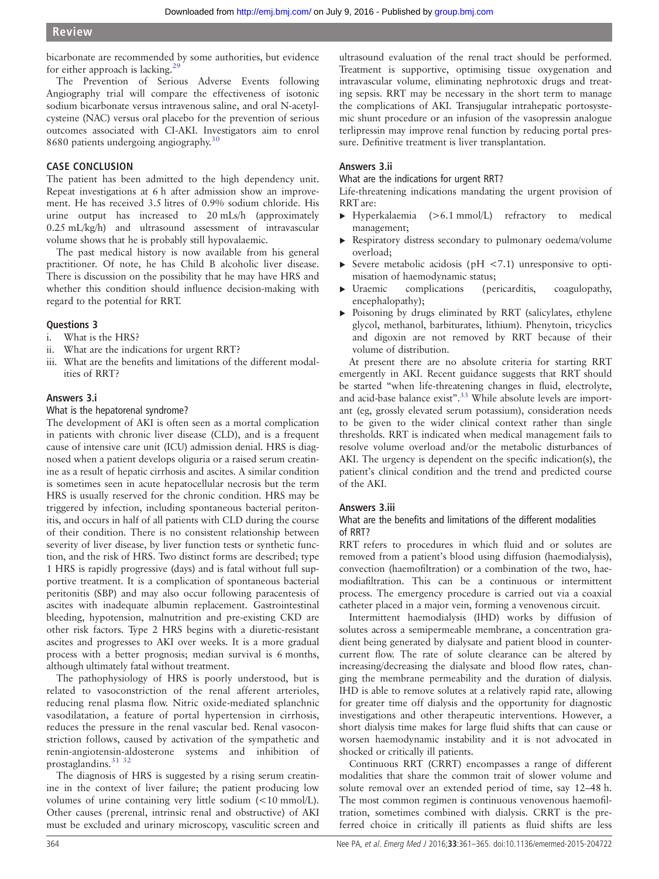bicarbonate are recommended by some authorities, but evidence for either approach is lacking.[29]

The Prevention of Serious Adverse Events following Angiography trial will compare the effectiveness of isotonic sodium bicarbonate versus intravenous saline, and oral N-acetylcysteine (NAC) versus oral placebo for the prevention of serious outcomes associated with CI-AKI. Investigators aim to enrol 8680 patients undergoing angiography.[30]

## CASE CONCLUSION

The patient has been admitted to the high dependency unit. Repeat investigations at 6 h after admission show an improvement. He has received 3.5 litres of 0.9% sodium chloride. His urine output has increased to 20 mLs/h (approximately 0.25 mL/kg/h) and ultrasound assessment of intravascular volume shows that he is probably still hypovalaemic.

The past medical history is now available from his general practitioner. Of note, he has Child B alcoholic liver disease. There is discussion on the possibility that he may have HRS and whether this condition should influence decision-making with regard to the potential for RRT.

### Questions 3

i. What is the HRS?
ii. What are the indications for urgent RRT?
iii. What are the benefits and limitations of the different modalities of RRT?

### Answers 3.i

#### What is the hepatorenal syndrome?

The development of AKI is often seen as a mortal complication in patients with chronic liver disease (CLD), and is a frequent cause of intensive care unit (ICU) admission denial. HRS is diagnosed when a patient develops oliguria or a raised serum creatinine as a result of hepatic cirrhosis and ascites. A similar condition is sometimes seen in acute hepatocellular necrosis but the term HRS is usually reserved for the chronic condition. HRS may be triggered by infection, including spontaneous bacterial peritonitis, and occurs in half of all patients with CLD during the course of their condition. There is no consistent relationship between severity of liver disease, by liver function tests or synthetic function, and the risk of HRS. Two distinct forms are described; type 1 HRS is rapidly progressive (days) and is fatal without full supportive treatment. It is a complication of spontaneous bacterial peritonitis (SBP) and may also occur following paracentesis of ascites with inadequate albumin replacement. Gastrointestinal bleeding, hypotension, malnutrition and pre-existing CKD are other risk factors. Type 2 HRS begins with a diuretic-resistant ascites and progresses to AKI over weeks. It is a more gradual process with a better prognosis; median survival is 6 months, although ultimately fatal without treatment.

The pathophysiology of HRS is poorly understood, but is related to vasoconstriction of the renal afferent arterioles, reducing renal plasma flow. Nitric oxide-mediated splanchnic vasodilatation, a feature of portal hypertension in cirrhosis, reduces the pressure in the renal vascular bed. Renal vasoconstriction follows, caused by activation of the sympathetic and renin-angiotensin-aldosterone systems and inhibition of prostaglandins.[31,32]

The diagnosis of HRS is suggested by a rising serum creatinine in the context of liver failure; the patient producing low volumes of urine containing very little sodium (<10 mmol/L). Other causes (prerenal, intrinsic renal and obstructive) of AKI must be excluded and urinary microscopy, vasculitic screen and ultrasound evaluation of the renal tract should be performed. Treatment is supportive, optimising tissue oxygenation and intravascular volume, eliminating nephrotoxic drugs and treating sepsis. RRT may be necessary in the short term to manage the complications of AKI. Transjugular intrahepatic portosystemic shunt procedure or an infusion of the vasopressin analogue terlipressin may improve renal function by reducing portal pressure. Definitive treatment is liver transplantation.

### Answers 3.ii

#### What are the indications for urgent RRT?

Life-threatening indications mandating the urgent provision of RRT are:

- Hyperkalaemia (>6.1 mmol/L) refractory to medical management;
- Respiratory distress secondary to pulmonary oedema/volume overload;
- Severe metabolic acidosis (pH <7.1) unresponsive to optimisation of haemodynamic status;
- Uraemic complications (pericarditis, coagulopathy, encephalopathy);
- Poisoning by drugs eliminated by RRT (salicylates, ethylene glycol, methanol, barbiturates, lithium). Phenytoin, tricyclics and digoxin are not removed by RRT because of their volume of distribution.

At present there are no absolute criteria for starting RRT emergently in AKI. Recent guidance suggests that RRT should be started "when life-threatening changes in fluid, electrolyte, and acid-base balance exist".[33] While absolute levels are important (eg, grossly elevated serum potassium), consideration needs to be given to the wider clinical context rather than single thresholds. RRT is indicated when medical management fails to resolve volume overload and/or the metabolic disturbances of AKI. The urgency is dependent on the specific indication(s), the patient's clinical condition and the trend and predicted course of the AKI.

### Answers 3.iii

#### What are the benefits and limitations of the different modalities of RRT?

RRT refers to procedures in which fluid and or solutes are removed from a patient's blood using diffusion (haemodialysis), convection (haemofiltration) or a combination of the two, haemodiafiltration. This can be a continuous or intermittent process. The emergency procedure is carried out via a coaxial catheter placed in a major vein, forming a venovenous circuit.

Intermittent haemodialysis (IHD) works by diffusion of solutes across a semipermeable membrane, a concentration gradient being generated by dialysate and patient blood in countercurrent flow. The rate of solute clearance can be altered by increasing/decreasing the dialysate and blood flow rates, changing the membrane permeability and the duration of dialysis. IHD is able to remove solutes at a relatively rapid rate, allowing for greater time off dialysis and the opportunity for diagnostic investigations and other therapeutic interventions. However, a short dialysis time makes for large fluid shifts that can cause or worsen haemodynamic instability and it is not advocated in shocked or critically ill patients.

Continuous RRT (CRRT) encompasses a range of different modalities that share the common trait of slower volume and solute removal over an extended period of time, say 12–48 h. The most common regimen is continuous venovenous haemofiltration, sometimes combined with dialysis. CRRT is the preferred choice in critically ill patients as fluid shifts are less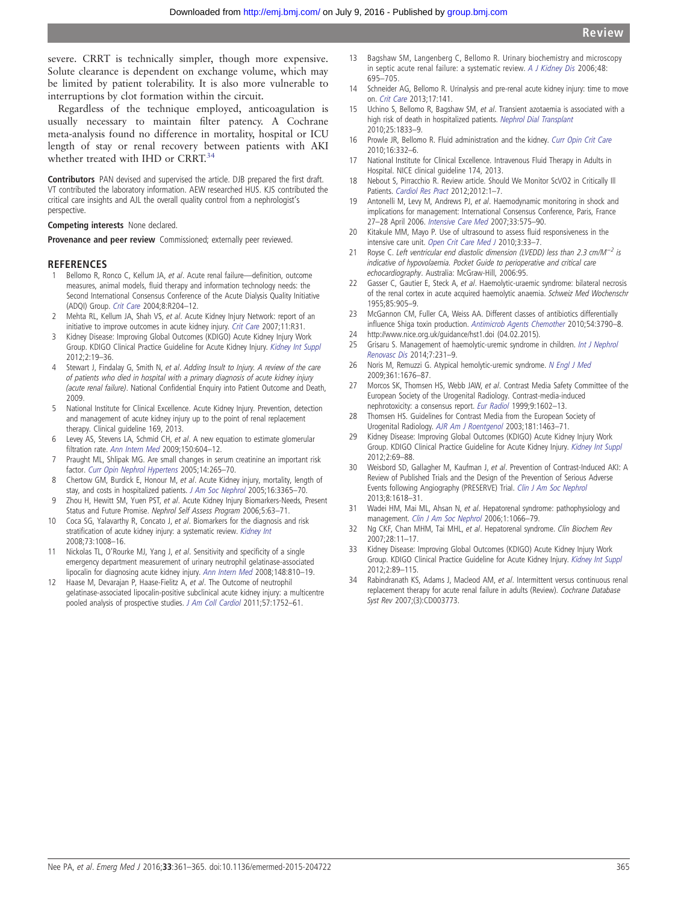severe. CRRT is technically simpler, though more expensive. Solute clearance is dependent on exchange volume, which may be limited by patient tolerability. It is also more vulnerable to interruptions by clot formation within the circuit.

Regardless of the technique employed, anticoagulation is usually necessary to maintain filter patency. A Cochrane meta-analysis found no difference in mortality, hospital or ICU length of stay or renal recovery between patients with AKI whether treated with IHD or CRRT.[34]

**Contributors** PAN devised and supervised the article. DJB prepared the first draft. VT contributed the laboratory information. AEW researched HUS. KJS contributed the critical care insights and AJL the overall quality control from a nephrologist's perspective.

**Competing interests** None declared.

**Provenance and peer review** Commissioned; externally peer reviewed.

## REFERENCES

1. Bellomo R, Ronco C, Kellum JA, *et al*. Acute renal failure—definition, outcome measures, animal models, fluid therapy and information technology needs: the Second International Consensus Conference of the Acute Dialysis Quality Initiative (ADQI) Group. *Crit Care* 2004;8:R204–12.
2. Mehta RL, Kellum JA, Shah VS, *et al*. Acute Kidney Injury Network: report of an initiative to improve outcomes in acute kidney injury. *Crit Care* 2007;11:R31.
3. Kidney Disease: Improving Global Outcomes (KDIGO) Acute Kidney Injury Work Group. KDIGO Clinical Practice Guideline for Acute Kidney Injury. *Kidney Int Suppl* 2012;2:19–36.
4. Stewart J, Findalay G, Smith N, *et al*. *Adding Insult to Injury. A review of the care of patients who died in hospital with a primary diagnosis of acute kidney injury (acute renal failure)*. National Confidential Enquiry into Patient Outcome and Death, 2009.
5. National Institute for Clinical Excellence. Acute Kidney Injury. Prevention, detection and management of acute kidney injury up to the point of renal replacement therapy. Clinical guideline 169, 2013.
6. Levey AS, Stevens LA, Schmid CH, *et al*. A new equation to estimate glomerular filtration rate. *Ann Intern Med* 2009;150:604–12.
7. Praught ML, Shlipak MG. Are small changes in serum creatinine an important risk factor. *Curr Opin Nephrol Hypertens* 2005;14:265–70.
8. Chertow GM, Burdick E, Honour M, *et al*. Acute Kidney injury, mortality, length of stay, and costs in hospitalized patients. *J Am Soc Nephrol* 2005;16:3365–70.
9. Zhou H, Hewitt SM, Yuen PST, *et al*. Acute Kidney Injury Biomarkers-Needs, Present Status and Future Promise. *Nephrol Self Assess Program* 2006;5:63–71.
10. Coca SG, Yalavarthy R, Concato J, *et al*. Biomarkers for the diagnosis and risk stratification of acute kidney injury: a systematic review. *Kidney Int* 2008;73:1008–16.
11. Nickolas TL, O'Rourke MJ, Yang J, *et al*. Sensitivity and specificity of a single emergency department measurement of urinary neutrophil gelatinase-associated lipocalin for diagnosing acute kidney injury. *Ann Intern Med* 2008;148:810–19.
12. Haase M, Devarajan P, Haase-Fielitz A, *et al*. The Outcome of neutrophil gelatinase-associated lipocalin-positive subclinical acute kidney injury: a multicentre pooled analysis of prospective studies. *J Am Coll Cardiol* 2011;57:1752–61.
13. Bagshaw SM, Langenberg C, Bellomo R. Urinary biochemistry and microscopy in septic acute renal failure: a systematic review. *A J Kidney Dis* 2006;48: 695–705.
14. Schneider AG, Bellomo R. Urinalysis and pre-renal acute kidney injury: time to move on. *Crit Care* 2013;17:141.
15. Uchino S, Bellomo R, Bagshaw SM, *et al*. Transient azotaemia is associated with a high risk of death in hospitalized patients. *Nephrol Dial Transplant* 2010;25:1833–9.
16. Prowle JR, Bellomo R. Fluid administration and the kidney. *Curr Opin Crit Care* 2010;16:332–6.
17. National Institute for Clinical Excellence. Intravenous Fluid Therapy in Adults in Hospital. NICE clinical guideline 174, 2013.
18. Nebout S, Pirracchio R. Review article. Should We Monitor ScVO2 in Critically Ill Patients. *Cardiol Res Pract* 2012;2012:1–7.
19. Antonelli M, Levy M, Andrews PJ, *et al*. Haemodynamic monitoring in shock and implications for management: International Consensus Conference, Paris, France 27–28 April 2006. *Intensive Care Med* 2007;33:575–90.
20. Kitakule MM, Mayo P. Use of ultrasound to assess fluid responsiveness in the intensive care unit. *Open Crit Care Med J* 2010;3:33–7.
21. Royse C. *Left ventricular end diastolic dimension (LVEDD) less than 2.3 cm/M$^{-2}$ is indicative of hypovolaemia. Pocket Guide to perioperative and critical care echocardiography*. Australia: McGraw-Hill, 2006:95.
22. Gasser C, Gautier E, Steck A, *et al*. Haemolytic-uraemic syndrome: bilateral necrosis of the renal cortex in acute acquired haemolytic anaemia. *Schweiz Med Wochenschr* 1955;85:905–9.
23. McGannon CM, Fuller CA, Weiss AA. Different classes of antibiotics differentially influence Shiga toxin production. *Antimicrob Agents Chemother* 2010;54:3790–8.
24. http://www.nice.org.uk/guidance/hst1.doi (04.02.2015).
25. Grisaru S. Management of haemolytic-uremic syndrome in children. *Int J Nephrol Renovasc Dis* 2014;7:231–9.
26. Noris M, Remuzzi G. Atypical hemolytic-uremic syndrome. *N Engl J Med* 2009;361:1676–87.
27. Morcos SK, Thomsen HS, Webb JAW, *et al*. Contrast Media Safety Committee of the European Society of the Urogenital Radiology. Contrast-media-induced nephrotoxicity: a consensus report. *Eur Radiol* 1999;9:1602–13.
28. Thomsen HS. Guidelines for Contrast Media from the European Society of Urogenital Radiology. *AJR Am J Roentgenol* 2003;181:1463–71.
29. Kidney Disease: Improving Global Outcomes (KDIGO) Acute Kidney Injury Work Group. KDIGO Clinical Practice Guideline for Acute Kidney Injury. *Kidney Int Suppl* 2012;2:69–88.
30. Weisbord SD, Gallagher M, Kaufman J, *et al*. Prevention of Contrast-Induced AKI: A Review of Published Trials and the Design of the Prevention of Serious Adverse Events following Angiography (PRESERVE) Trial. *Clin J Am Soc Nephrol* 2013;8:1618–31.
31. Wadei HM, Mai ML, Ahsan N, *et al*. Hepatorenal syndrome: pathophysiology and management. *Clin J Am Soc Nephrol* 2006;1:1066–79.
32. Ng CKF, Chan MHM, Tai MHL, *et al*. Hepatorenal syndrome. *Clin Biochem Rev* 2007;28:11–17.
33. Kidney Disease: Improving Global Outcomes (KDIGO) Acute Kidney Injury Work Group. KDIGO Clinical Practice Guideline for Acute Kidney Injury. *Kidney Int Suppl* 2012;2:89–115.
34. Rabindranath KS, Adams J, Macleod AM, *et al*. Intermittent versus continuous renal replacement therapy for acute renal failure in adults (Review). *Cochrane Database Syst Rev* 2007;(3):CD003773.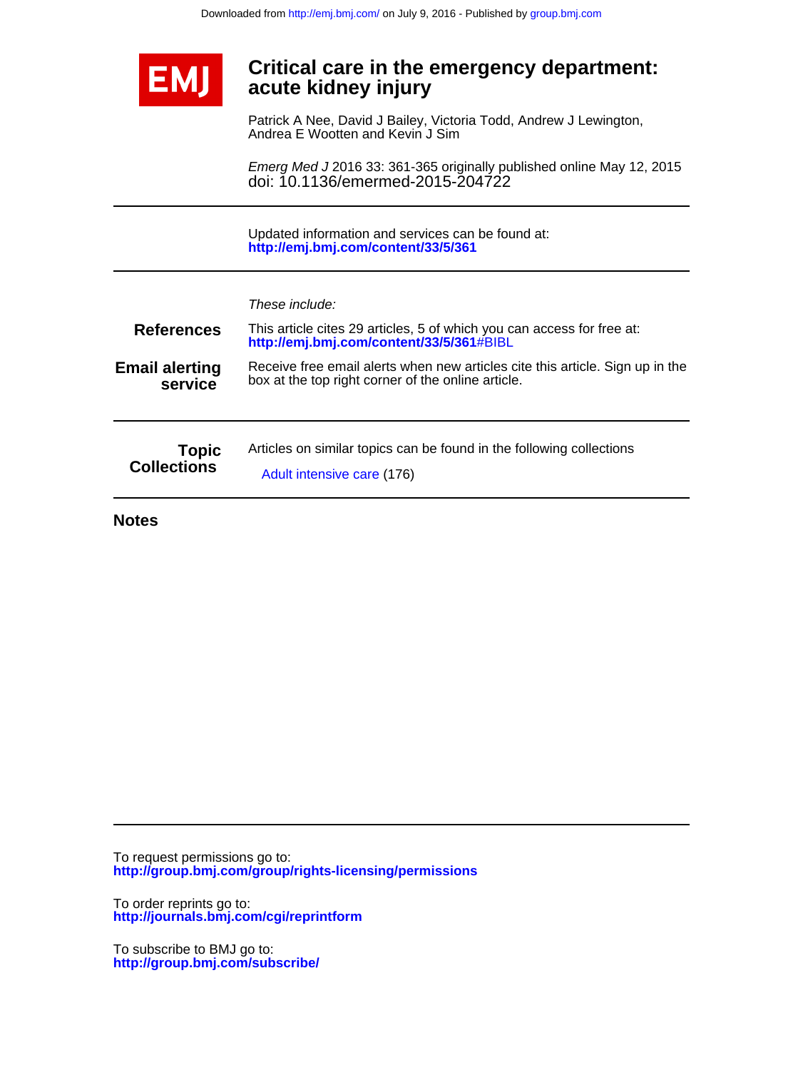Downloaded from http://emj.bmj.com/ on July 9, 2016 - Published by group.bmj.com

EMJ

# Critical care in the emergency department: acute kidney injury

Patrick A Nee, David J Bailey, Victoria Todd, Andrew J Lewington, Andrea E Wootten and Kevin J Sim

*Emerg Med J* 2016 33: 361-365 originally published online May 12, 2015
doi: 10.1136/emermed-2015-204722

Updated information and services can be found at:
**http://emj.bmj.com/content/33/5/361**

*These include:*

**References**

This article cites 29 articles, 5 of which you can access for free at:
**http://emj.bmj.com/content/33/5/361**#BIBL

**Email alerting service**

Receive free email alerts when new articles cite this article. Sign up in the box at the top right corner of the online article.

**Topic Collections**

Articles on similar topics can be found in the following collections

Adult intensive care (176)

## Notes

To request permissions go to:
**http://group.bmj.com/group/rights-licensing/permissions**

To order reprints go to:
**http://journals.bmj.com/cgi/reprintform**

To subscribe to BMJ go to:
**http://group.bmj.com/subscribe/**